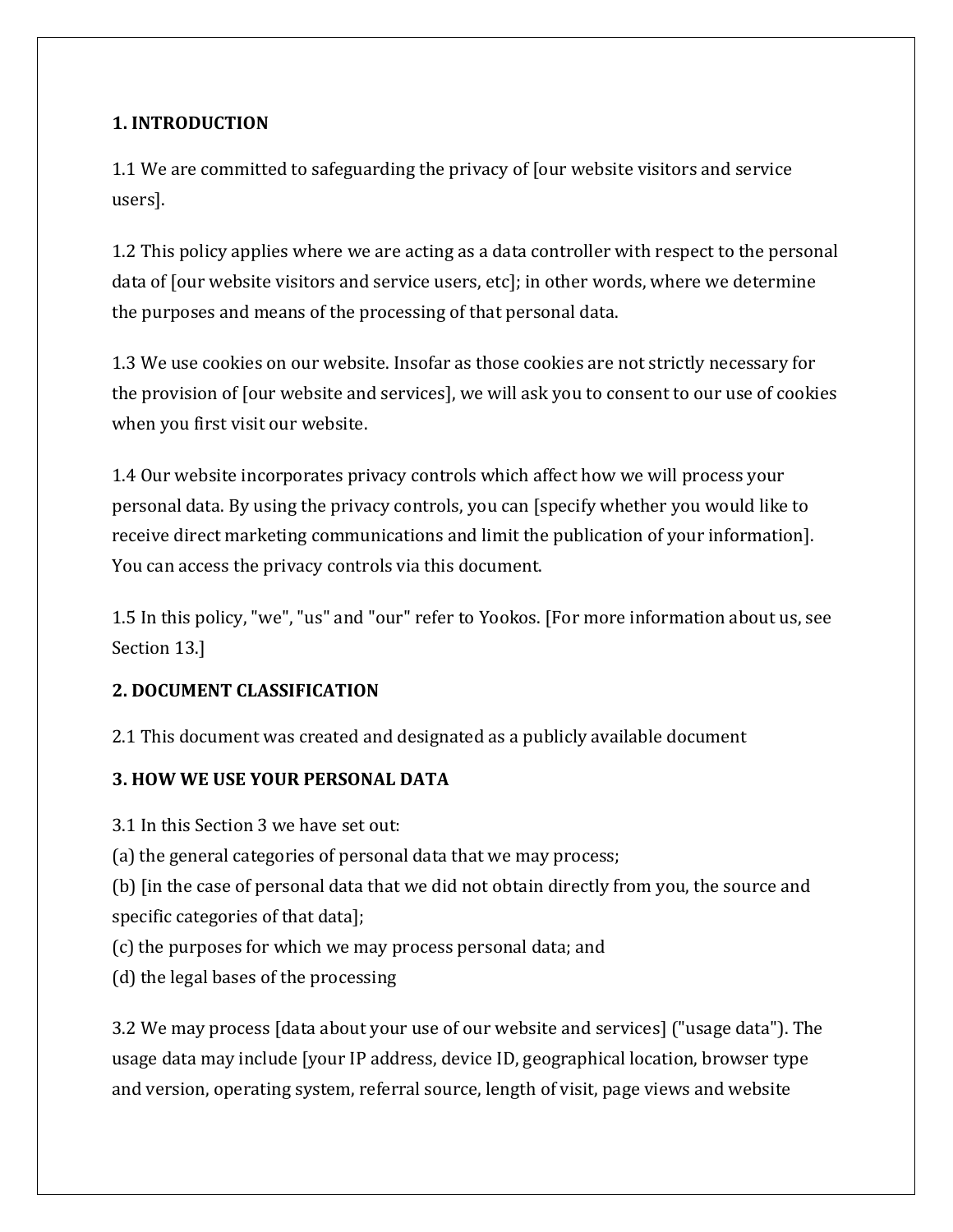## 1. INTRODUCTION

1.1 We are committed to safeguarding the privacy of [our website visitors and service users].

1.2 This policy applies where we are acting as a data controller with respect to the personal data of [our website visitors and service users, etc]; in other words, where we determine the purposes and means of the processing of that personal data.

1.3 We use cookies on our website. Insofar as those cookies are not strictly necessary for the provision of [our website and services], we will ask you to consent to our use of cookies when you first visit our website.

1.4 Our website incorporates privacy controls which affect how we will process your personal data. By using the privacy controls, you can [specify whether you would like to receive direct marketing communications and limit the publication of your information]. You can access the privacy controls via this document.

1.5 In this policy, "we", "us" and "our" refer to Yookos. [For more information about us, see Section 13.]

## 2. DOCUMENT CLASSIFICATION

2.1 This document was created and designated as a publicly available document

## 3. HOW WE USE YOUR PERSONAL DATA

3.1 In this Section 3 we have set out:
(a) the general categories of personal data that we may process;
(b) [in the case of personal data that we did not obtain directly from you, the source and specific categories of that data];
(c) the purposes for which we may process personal data; and
(d) the legal bases of the processing

3.2 We may process [data about your use of our website and services] ("usage data"). The usage data may include [your IP address, device ID, geographical location, browser type and version, operating system, referral source, length of visit, page views and website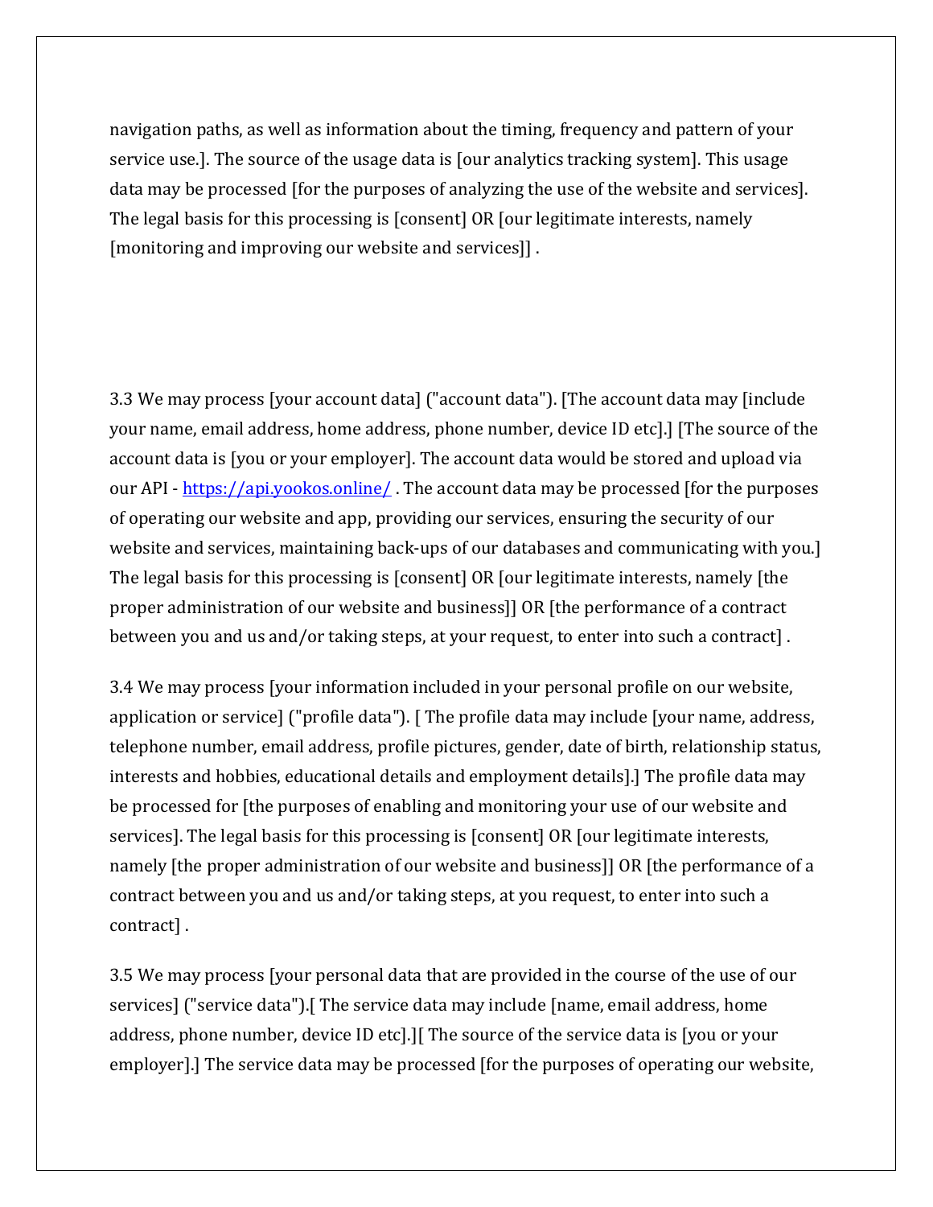navigation paths, as well as information about the timing, frequency and pattern of your service use.]. The source of the usage data is [our analytics tracking system]. This usage data may be processed [for the purposes of analyzing the use of the website and services]. The legal basis for this processing is [consent] OR [our legitimate interests, namely [monitoring and improving our website and services]] .

3.3 We may process [your account data] ("account data"). [The account data may [include your name, email address, home address, phone number, device ID etc].] [The source of the account data is [you or your employer]. The account data would be stored and upload via our API - [https://api.yookos.online/](https://api.yookos.online/) . The account data may be processed [for the purposes of operating our website and app, providing our services, ensuring the security of our website and services, maintaining back-ups of our databases and communicating with you.] The legal basis for this processing is [consent] OR [our legitimate interests, namely [the proper administration of our website and business]] OR [the performance of a contract between you and us and/or taking steps, at your request, to enter into such a contract] .

3.4 We may process [your information included in your personal profile on our website, application or service] ("profile data"). [ The profile data may include [your name, address, telephone number, email address, profile pictures, gender, date of birth, relationship status, interests and hobbies, educational details and employment details].] The profile data may be processed for [the purposes of enabling and monitoring your use of our website and services]. The legal basis for this processing is [consent] OR [our legitimate interests, namely [the proper administration of our website and business]] OR [the performance of a contract between you and us and/or taking steps, at you request, to enter into such a contract] .

3.5 We may process [your personal data that are provided in the course of the use of our services] ("service data").[ The service data may include [name, email address, home address, phone number, device ID etc].][ The source of the service data is [you or your employer].] The service data may be processed [for the purposes of operating our website,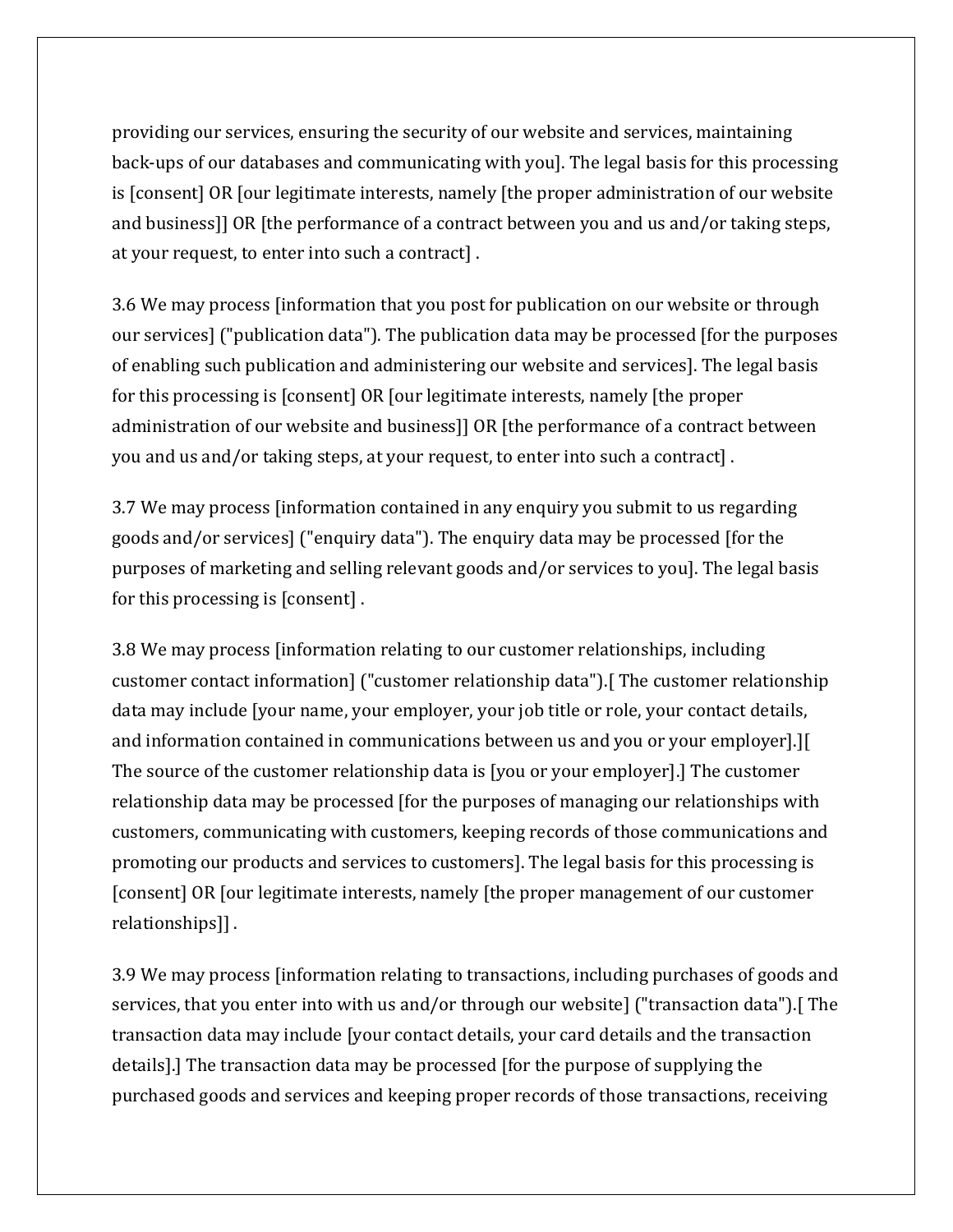providing our services, ensuring the security of our website and services, maintaining back-ups of our databases and communicating with you]. The legal basis for this processing is [consent] OR [our legitimate interests, namely [the proper administration of our website and business]] OR [the performance of a contract between you and us and/or taking steps, at your request, to enter into such a contract] .

3.6 We may process [information that you post for publication on our website or through our services] ("publication data"). The publication data may be processed [for the purposes of enabling such publication and administering our website and services]. The legal basis for this processing is [consent] OR [our legitimate interests, namely [the proper administration of our website and business]] OR [the performance of a contract between you and us and/or taking steps, at your request, to enter into such a contract] .

3.7 We may process [information contained in any enquiry you submit to us regarding goods and/or services] ("enquiry data"). The enquiry data may be processed [for the purposes of marketing and selling relevant goods and/or services to you]. The legal basis for this processing is [consent] .

3.8 We may process [information relating to our customer relationships, including customer contact information] ("customer relationship data").[ The customer relationship data may include [your name, your employer, your job title or role, your contact details, and information contained in communications between us and you or your employer].][ The source of the customer relationship data is [you or your employer].] The customer relationship data may be processed [for the purposes of managing our relationships with customers, communicating with customers, keeping records of those communications and promoting our products and services to customers]. The legal basis for this processing is [consent] OR [our legitimate interests, namely [the proper management of our customer relationships]] .

3.9 We may process [information relating to transactions, including purchases of goods and services, that you enter into with us and/or through our website] ("transaction data").[ The transaction data may include [your contact details, your card details and the transaction details].] The transaction data may be processed [for the purpose of supplying the purchased goods and services and keeping proper records of those transactions, receiving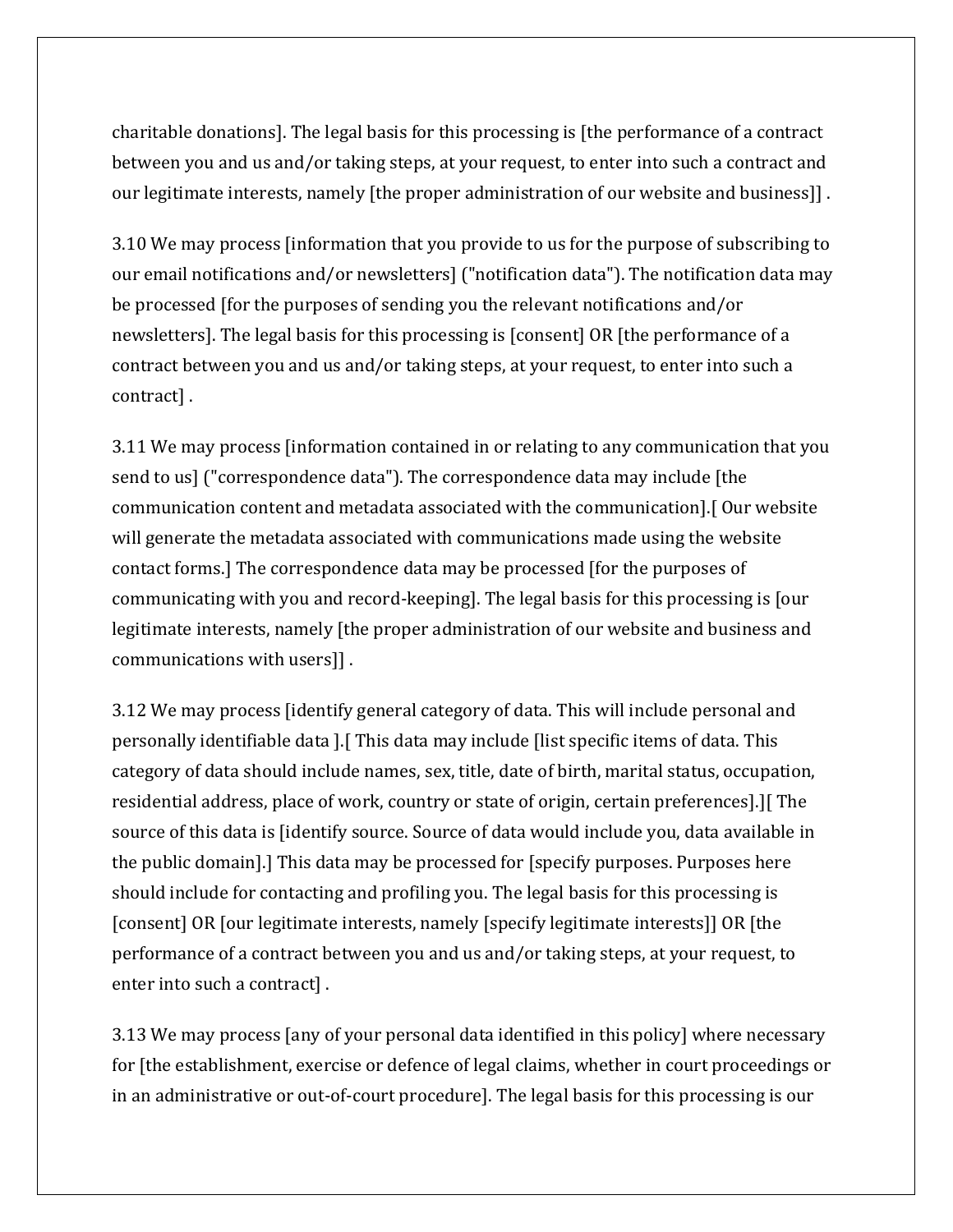charitable donations]. The legal basis for this processing is [the performance of a contract between you and us and/or taking steps, at your request, to enter into such a contract and our legitimate interests, namely [the proper administration of our website and business]] .

3.10 We may process [information that you provide to us for the purpose of subscribing to our email notifications and/or newsletters] ("notification data"). The notification data may be processed [for the purposes of sending you the relevant notifications and/or newsletters]. The legal basis for this processing is [consent] OR [the performance of a contract between you and us and/or taking steps, at your request, to enter into such a contract] .

3.11 We may process [information contained in or relating to any communication that you send to us] ("correspondence data"). The correspondence data may include [the communication content and metadata associated with the communication].[ Our website will generate the metadata associated with communications made using the website contact forms.] The correspondence data may be processed [for the purposes of communicating with you and record-keeping]. The legal basis for this processing is [our legitimate interests, namely [the proper administration of our website and business and communications with users]] .

3.12 We may process [identify general category of data. This will include personal and personally identifiable data ].[ This data may include [list specific items of data. This category of data should include names, sex, title, date of birth, marital status, occupation, residential address, place of work, country or state of origin, certain preferences].][ The source of this data is [identify source. Source of data would include you, data available in the public domain].] This data may be processed for [specify purposes. Purposes here should include for contacting and profiling you. The legal basis for this processing is [consent] OR [our legitimate interests, namely [specify legitimate interests]] OR [the performance of a contract between you and us and/or taking steps, at your request, to enter into such a contract] .

3.13 We may process [any of your personal data identified in this policy] where necessary for [the establishment, exercise or defence of legal claims, whether in court proceedings or in an administrative or out-of-court procedure]. The legal basis for this processing is our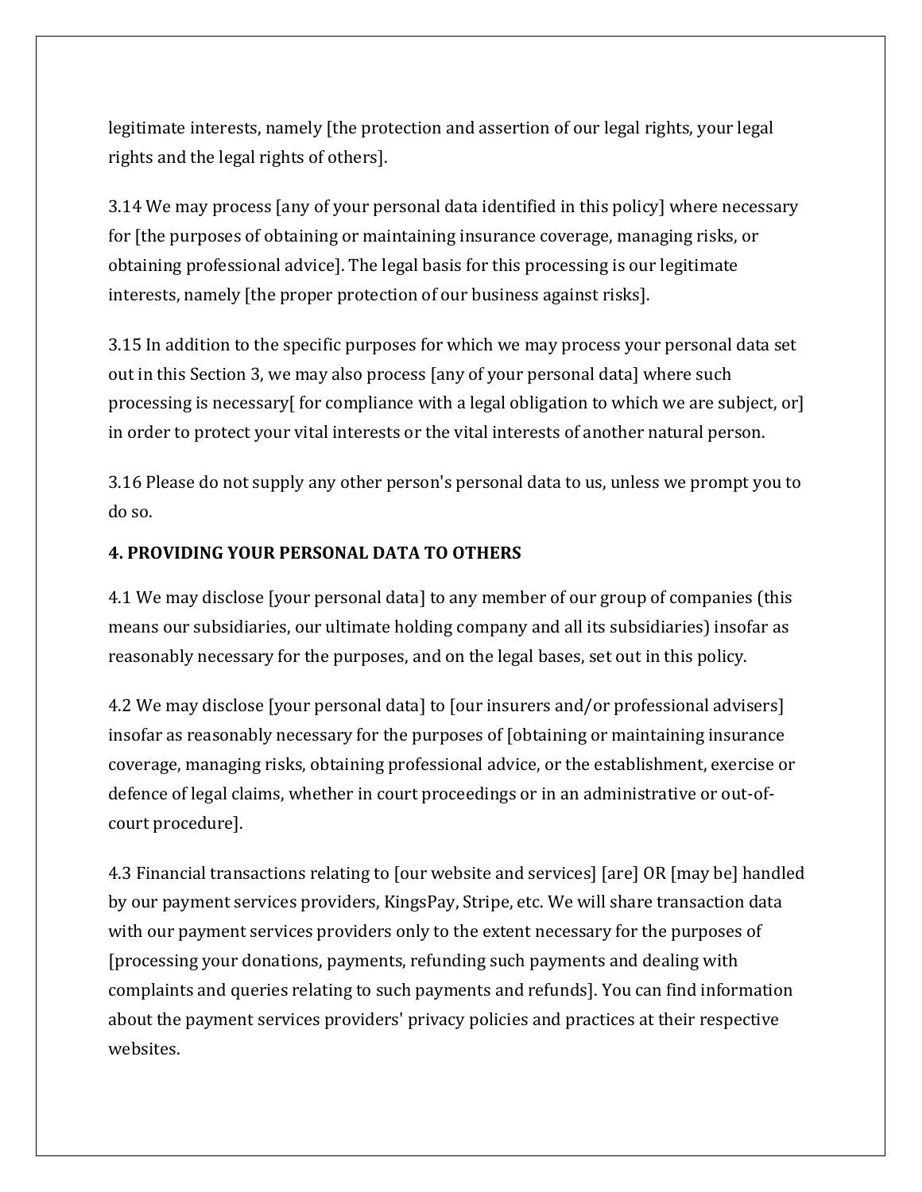legitimate interests, namely [the protection and assertion of our legal rights, your legal rights and the legal rights of others].

3.14 We may process [any of your personal data identified in this policy] where necessary for [the purposes of obtaining or maintaining insurance coverage, managing risks, or obtaining professional advice]. The legal basis for this processing is our legitimate interests, namely [the proper protection of our business against risks].

3.15 In addition to the specific purposes for which we may process your personal data set out in this Section 3, we may also process [any of your personal data] where such processing is necessary[ for compliance with a legal obligation to which we are subject, or] in order to protect your vital interests or the vital interests of another natural person.

3.16 Please do not supply any other person's personal data to us, unless we prompt you to do so.

**4. PROVIDING YOUR PERSONAL DATA TO OTHERS**

4.1 We may disclose [your personal data] to any member of our group of companies (this means our subsidiaries, our ultimate holding company and all its subsidiaries) insofar as reasonably necessary for the purposes, and on the legal bases, set out in this policy.

4.2 We may disclose [your personal data] to [our insurers and/or professional advisers] insofar as reasonably necessary for the purposes of [obtaining or maintaining insurance coverage, managing risks, obtaining professional advice, or the establishment, exercise or defence of legal claims, whether in court proceedings or in an administrative or out-of-court procedure].

4.3 Financial transactions relating to [our website and services] [are] OR [may be] handled by our payment services providers, KingsPay, Stripe, etc. We will share transaction data with our payment services providers only to the extent necessary for the purposes of [processing your donations, payments, refunding such payments and dealing with complaints and queries relating to such payments and refunds]. You can find information about the payment services providers' privacy policies and practices at their respective websites.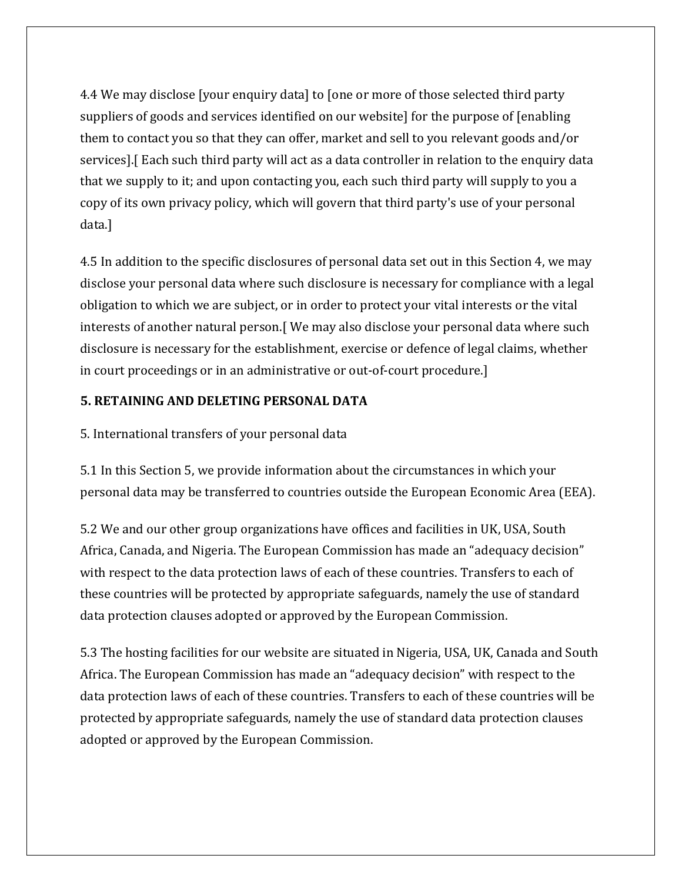4.4 We may disclose [your enquiry data] to [one or more of those selected third party suppliers of goods and services identified on our website] for the purpose of [enabling them to contact you so that they can offer, market and sell to you relevant goods and/or services].[ Each such third party will act as a data controller in relation to the enquiry data that we supply to it; and upon contacting you, each such third party will supply to you a copy of its own privacy policy, which will govern that third party's use of your personal data.]

4.5 In addition to the specific disclosures of personal data set out in this Section 4, we may disclose your personal data where such disclosure is necessary for compliance with a legal obligation to which we are subject, or in order to protect your vital interests or the vital interests of another natural person.[ We may also disclose your personal data where such disclosure is necessary for the establishment, exercise or defence of legal claims, whether in court proceedings or in an administrative or out-of-court procedure.]

## 5. RETAINING AND DELETING PERSONAL DATA

5. International transfers of your personal data

5.1 In this Section 5, we provide information about the circumstances in which your personal data may be transferred to countries outside the European Economic Area (EEA).

5.2 We and our other group organizations have offices and facilities in UK, USA, South Africa, Canada, and Nigeria. The European Commission has made an "adequacy decision" with respect to the data protection laws of each of these countries. Transfers to each of these countries will be protected by appropriate safeguards, namely the use of standard data protection clauses adopted or approved by the European Commission.

5.3 The hosting facilities for our website are situated in Nigeria, USA, UK, Canada and South Africa. The European Commission has made an "adequacy decision" with respect to the data protection laws of each of these countries. Transfers to each of these countries will be protected by appropriate safeguards, namely the use of standard data protection clauses adopted or approved by the European Commission.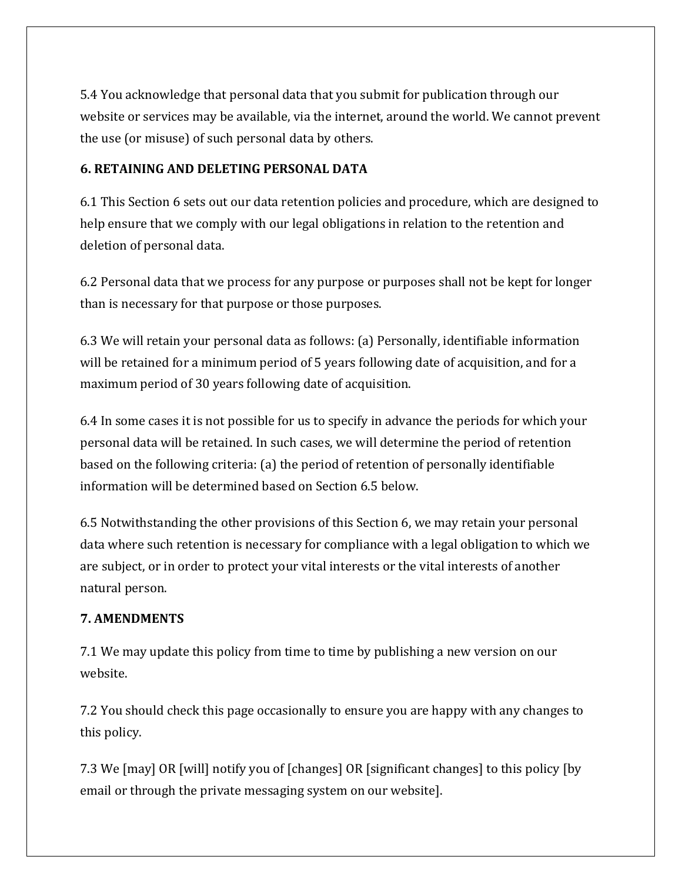5.4 You acknowledge that personal data that you submit for publication through our website or services may be available, via the internet, around the world. We cannot prevent the use (or misuse) of such personal data by others.

**6. RETAINING AND DELETING PERSONAL DATA**

6.1 This Section 6 sets out our data retention policies and procedure, which are designed to help ensure that we comply with our legal obligations in relation to the retention and deletion of personal data.

6.2 Personal data that we process for any purpose or purposes shall not be kept for longer than is necessary for that purpose or those purposes.

6.3 We will retain your personal data as follows: (a) Personally, identifiable information will be retained for a minimum period of 5 years following date of acquisition, and for a maximum period of 30 years following date of acquisition.

6.4 In some cases it is not possible for us to specify in advance the periods for which your personal data will be retained. In such cases, we will determine the period of retention based on the following criteria: (a) the period of retention of personally identifiable information will be determined based on Section 6.5 below.

6.5 Notwithstanding the other provisions of this Section 6, we may retain your personal data where such retention is necessary for compliance with a legal obligation to which we are subject, or in order to protect your vital interests or the vital interests of another natural person.

**7. AMENDMENTS**

7.1 We may update this policy from time to time by publishing a new version on our website.

7.2 You should check this page occasionally to ensure you are happy with any changes to this policy.

7.3 We [may] OR [will] notify you of [changes] OR [significant changes] to this policy [by email or through the private messaging system on our website].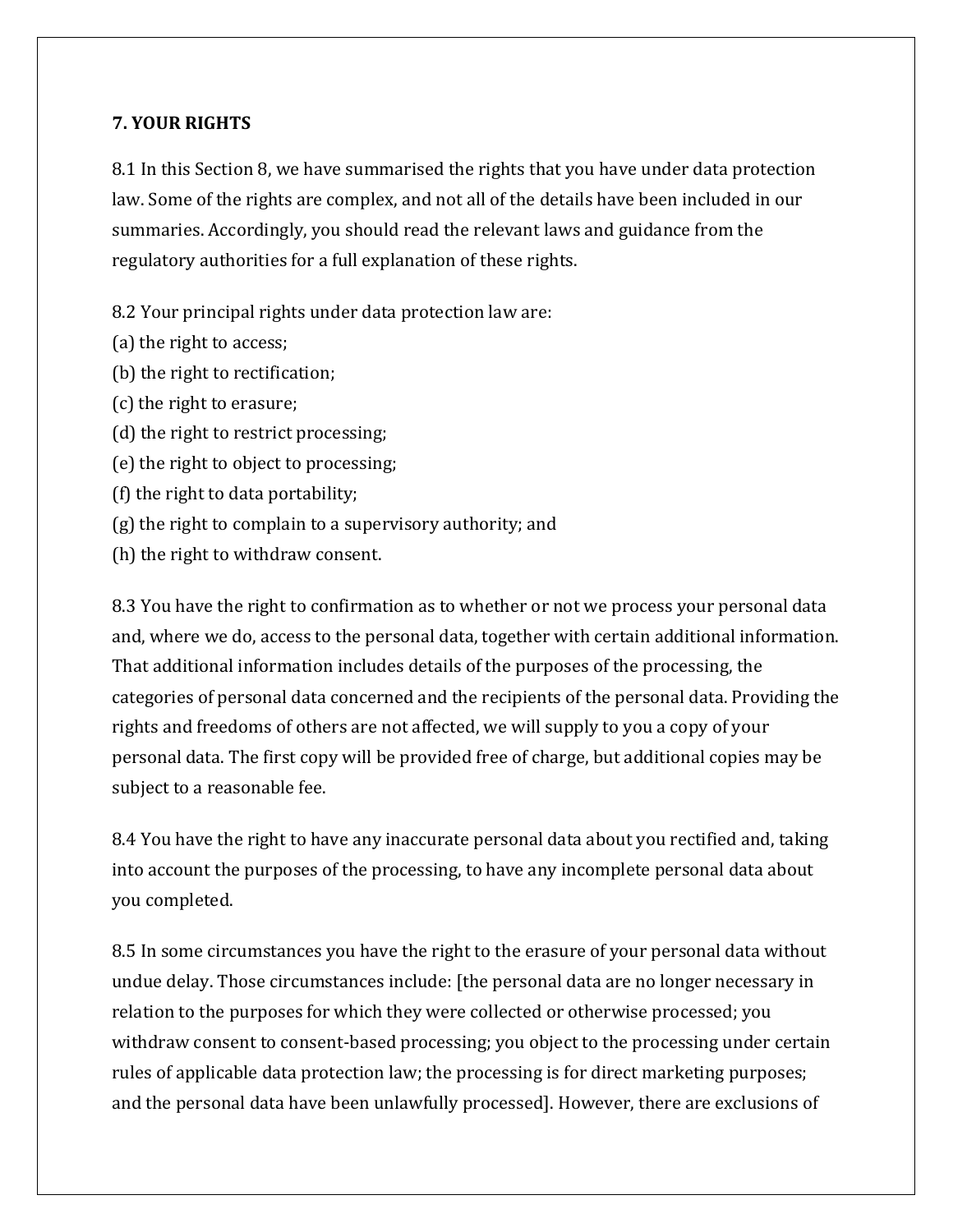**7. YOUR RIGHTS**

8.1 In this Section 8, we have summarised the rights that you have under data protection law. Some of the rights are complex, and not all of the details have been included in our summaries. Accordingly, you should read the relevant laws and guidance from the regulatory authorities for a full explanation of these rights.

8.2 Your principal rights under data protection law are:
(a) the right to access;
(b) the right to rectification;
(c) the right to erasure;
(d) the right to restrict processing;
(e) the right to object to processing;
(f) the right to data portability;
(g) the right to complain to a supervisory authority; and
(h) the right to withdraw consent.

8.3 You have the right to confirmation as to whether or not we process your personal data and, where we do, access to the personal data, together with certain additional information. That additional information includes details of the purposes of the processing, the categories of personal data concerned and the recipients of the personal data. Providing the rights and freedoms of others are not affected, we will supply to you a copy of your personal data. The first copy will be provided free of charge, but additional copies may be subject to a reasonable fee.

8.4 You have the right to have any inaccurate personal data about you rectified and, taking into account the purposes of the processing, to have any incomplete personal data about you completed.

8.5 In some circumstances you have the right to the erasure of your personal data without undue delay. Those circumstances include: [the personal data are no longer necessary in relation to the purposes for which they were collected or otherwise processed; you withdraw consent to consent-based processing; you object to the processing under certain rules of applicable data protection law; the processing is for direct marketing purposes; and the personal data have been unlawfully processed]. However, there are exclusions of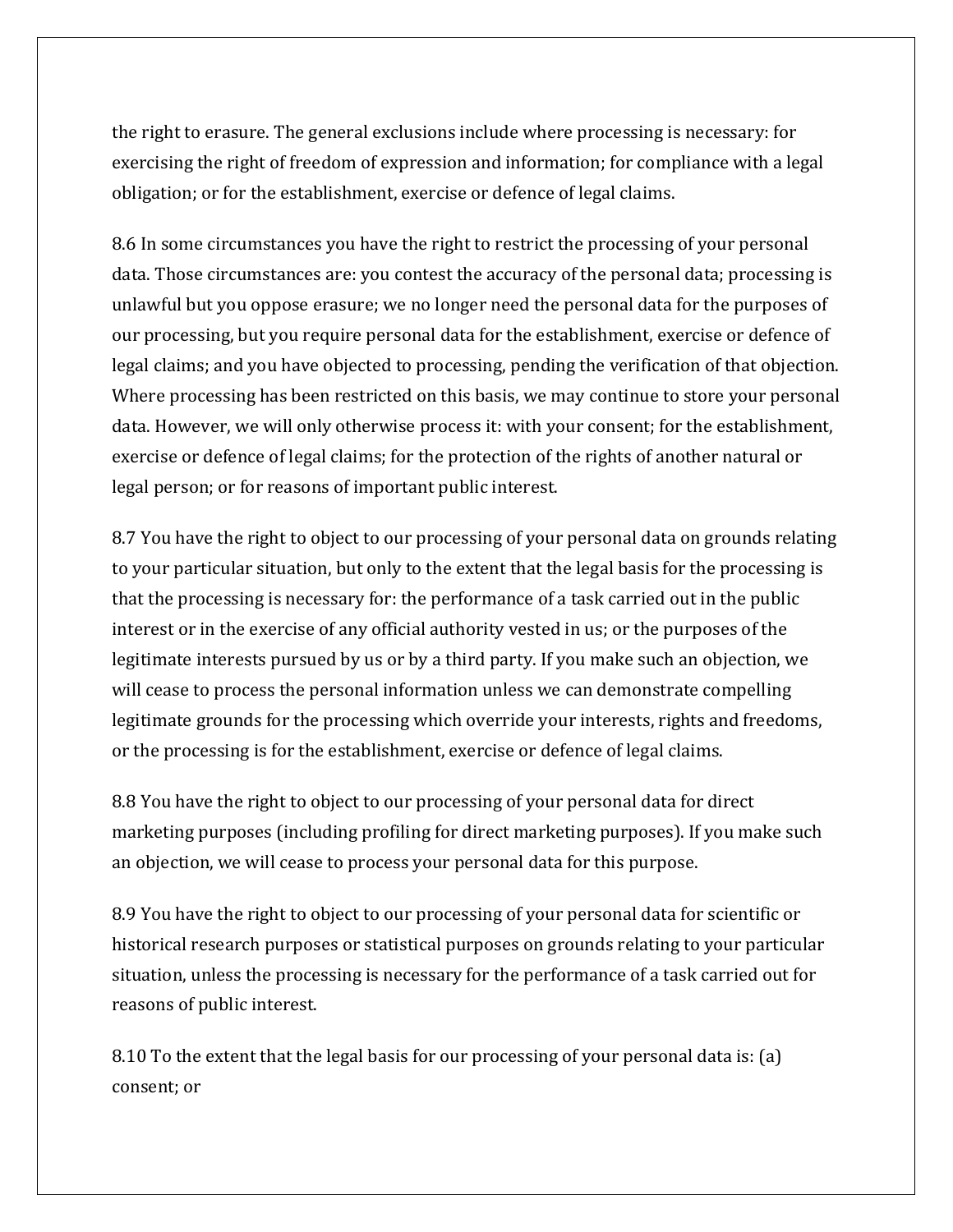the right to erasure. The general exclusions include where processing is necessary: for exercising the right of freedom of expression and information; for compliance with a legal obligation; or for the establishment, exercise or defence of legal claims.

8.6 In some circumstances you have the right to restrict the processing of your personal data. Those circumstances are: you contest the accuracy of the personal data; processing is unlawful but you oppose erasure; we no longer need the personal data for the purposes of our processing, but you require personal data for the establishment, exercise or defence of legal claims; and you have objected to processing, pending the verification of that objection. Where processing has been restricted on this basis, we may continue to store your personal data. However, we will only otherwise process it: with your consent; for the establishment, exercise or defence of legal claims; for the protection of the rights of another natural or legal person; or for reasons of important public interest.

8.7 You have the right to object to our processing of your personal data on grounds relating to your particular situation, but only to the extent that the legal basis for the processing is that the processing is necessary for: the performance of a task carried out in the public interest or in the exercise of any official authority vested in us; or the purposes of the legitimate interests pursued by us or by a third party. If you make such an objection, we will cease to process the personal information unless we can demonstrate compelling legitimate grounds for the processing which override your interests, rights and freedoms, or the processing is for the establishment, exercise or defence of legal claims.

8.8 You have the right to object to our processing of your personal data for direct marketing purposes (including profiling for direct marketing purposes). If you make such an objection, we will cease to process your personal data for this purpose.

8.9 You have the right to object to our processing of your personal data for scientific or historical research purposes or statistical purposes on grounds relating to your particular situation, unless the processing is necessary for the performance of a task carried out for reasons of public interest.

8.10 To the extent that the legal basis for our processing of your personal data is: (a) consent; or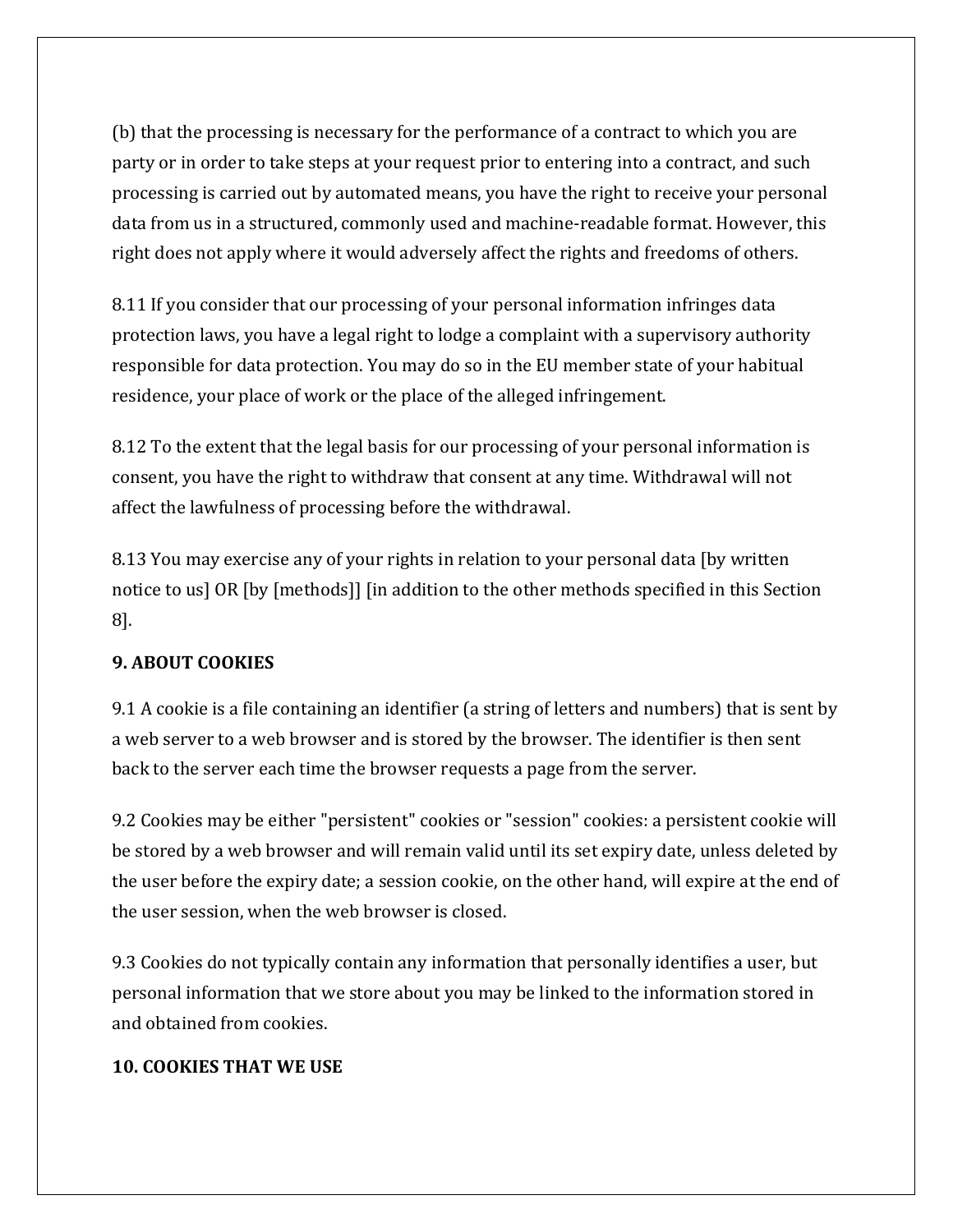(b) that the processing is necessary for the performance of a contract to which you are party or in order to take steps at your request prior to entering into a contract, and such processing is carried out by automated means, you have the right to receive your personal data from us in a structured, commonly used and machine-readable format. However, this right does not apply where it would adversely affect the rights and freedoms of others.

8.11 If you consider that our processing of your personal information infringes data protection laws, you have a legal right to lodge a complaint with a supervisory authority responsible for data protection. You may do so in the EU member state of your habitual residence, your place of work or the place of the alleged infringement.

8.12 To the extent that the legal basis for our processing of your personal information is consent, you have the right to withdraw that consent at any time. Withdrawal will not affect the lawfulness of processing before the withdrawal.

8.13 You may exercise any of your rights in relation to your personal data [by written notice to us] OR [by [methods]] [in addition to the other methods specified in this Section 8].

**9. ABOUT COOKIES**

9.1 A cookie is a file containing an identifier (a string of letters and numbers) that is sent by a web server to a web browser and is stored by the browser. The identifier is then sent back to the server each time the browser requests a page from the server.

9.2 Cookies may be either "persistent" cookies or "session" cookies: a persistent cookie will be stored by a web browser and will remain valid until its set expiry date, unless deleted by the user before the expiry date; a session cookie, on the other hand, will expire at the end of the user session, when the web browser is closed.

9.3 Cookies do not typically contain any information that personally identifies a user, but personal information that we store about you may be linked to the information stored in and obtained from cookies.

**10. COOKIES THAT WE USE**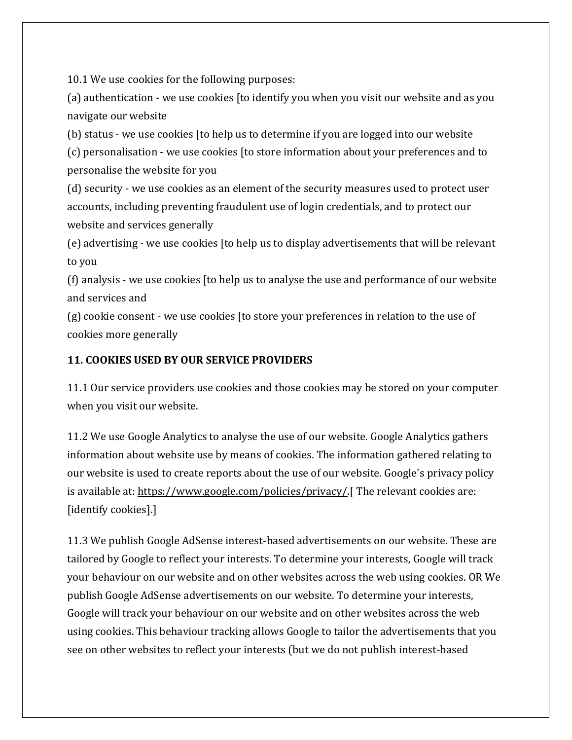10.1 We use cookies for the following purposes:

(a) authentication - we use cookies [to identify you when you visit our website and as you navigate our website

(b) status - we use cookies [to help us to determine if you are logged into our website

(c) personalisation - we use cookies [to store information about your preferences and to personalise the website for you

(d) security - we use cookies as an element of the security measures used to protect user accounts, including preventing fraudulent use of login credentials, and to protect our website and services generally

(e) advertising - we use cookies [to help us to display advertisements that will be relevant to you

(f) analysis - we use cookies [to help us to analyse the use and performance of our website and services and

(g) cookie consent - we use cookies [to store your preferences in relation to the use of cookies more generally

**11. COOKIES USED BY OUR SERVICE PROVIDERS**

11.1 Our service providers use cookies and those cookies may be stored on your computer when you visit our website.

11.2 We use Google Analytics to analyse the use of our website. Google Analytics gathers information about website use by means of cookies. The information gathered relating to our website is used to create reports about the use of our website. Google's privacy policy is available at: https://www.google.com/policies/privacy/.[ The relevant cookies are: [identify cookies].]

11.3 We publish Google AdSense interest-based advertisements on our website. These are tailored by Google to reflect your interests. To determine your interests, Google will track your behaviour on our website and on other websites across the web using cookies. OR We publish Google AdSense advertisements on our website. To determine your interests, Google will track your behaviour on our website and on other websites across the web using cookies. This behaviour tracking allows Google to tailor the advertisements that you see on other websites to reflect your interests (but we do not publish interest-based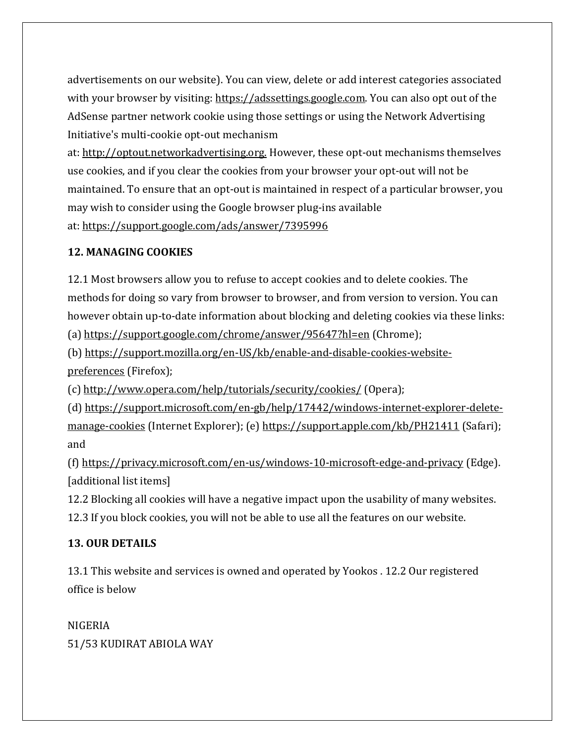advertisements on our website). You can view, delete or add interest categories associated with your browser by visiting: https://adssettings.google.com. You can also opt out of the AdSense partner network cookie using those settings or using the Network Advertising Initiative's multi-cookie opt-out mechanism at: http://optout.networkadvertising.org. However, these opt-out mechanisms themselves use cookies, and if you clear the cookies from your browser your opt-out will not be maintained. To ensure that an opt-out is maintained in respect of a particular browser, you may wish to consider using the Google browser plug-ins available at: https://support.google.com/ads/answer/7395996

## 12. MANAGING COOKIES

12.1 Most browsers allow you to refuse to accept cookies and to delete cookies. The methods for doing so vary from browser to browser, and from version to version. You can however obtain up-to-date information about blocking and deleting cookies via these links:
(a) https://support.google.com/chrome/answer/95647?hl=en (Chrome);
(b) https://support.mozilla.org/en-US/kb/enable-and-disable-cookies-website-preferences (Firefox);
(c) http://www.opera.com/help/tutorials/security/cookies/ (Opera);
(d) https://support.microsoft.com/en-gb/help/17442/windows-internet-explorer-delete-manage-cookies (Internet Explorer); (e) https://support.apple.com/kb/PH21411 (Safari); and
(f) https://privacy.microsoft.com/en-us/windows-10-microsoft-edge-and-privacy (Edge). [additional list items]
12.2 Blocking all cookies will have a negative impact upon the usability of many websites.
12.3 If you block cookies, you will not be able to use all the features on our website.

## 13. OUR DETAILS

13.1 This website and services is owned and operated by Yookos . 12.2 Our registered office is below

NIGERIA
51/53 KUDIRAT ABIOLA WAY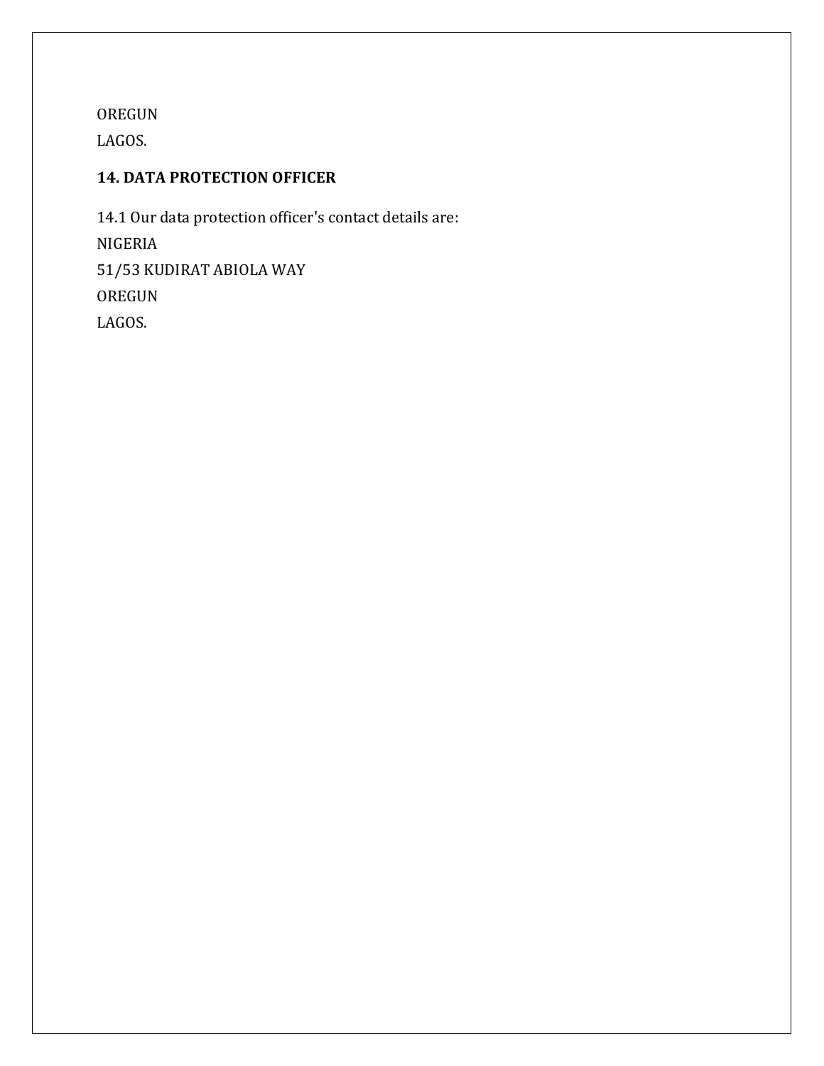OREGUN

LAGOS.

## 14. DATA PROTECTION OFFICER

14.1 Our data protection officer's contact details are:

NIGERIA

51/53 KUDIRAT ABIOLA WAY

OREGUN

LAGOS.